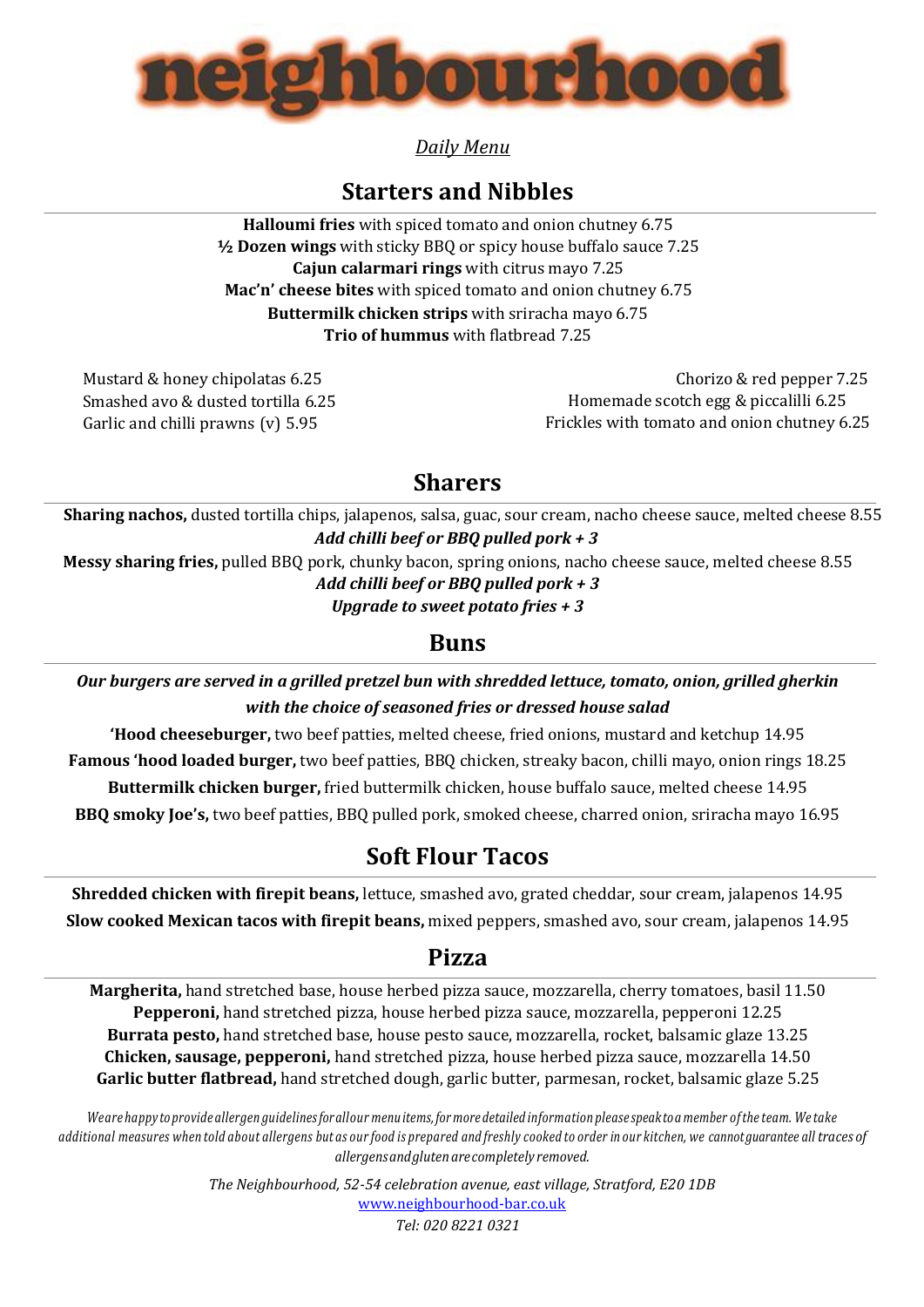# neighbourhood

*Daily Menu*

## Starters and Nibbles

**Halloumi fries** with spiced tomato and onion chutney 6.75
**½ Dozen wings** with sticky BBQ or spicy house buffalo sauce 7.25
**Cajun calarmari rings** with citrus mayo 7.25
**Mac'n' cheese bites** with spiced tomato and onion chutney 6.75
**Buttermilk chicken strips** with sriracha mayo 6.75
**Trio of hummus** with flatbread 7.25

Mustard & honey chipolatas 6.25
Smashed avo & dusted tortilla 6.25
Garlic and chilli prawns (v) 5.95

Chorizo & red pepper 7.25
Homemade scotch egg & piccalilli 6.25
Frickles with tomato and onion chutney 6.25

## Sharers

**Sharing nachos,** dusted tortilla chips, jalapenos, salsa, guac, sour cream, nacho cheese sauce, melted cheese 8.55
***Add chilli beef or BBQ pulled pork + 3***
**Messy sharing fries,** pulled BBQ pork, chunky bacon, spring onions, nacho cheese sauce, melted cheese 8.55
***Add chilli beef or BBQ pulled pork + 3***
***Upgrade to sweet potato fries + 3***

## Buns

***Our burgers are served in a grilled pretzel bun with shredded lettuce, tomato, onion, grilled gherkin with the choice of seasoned fries or dressed house salad***

**'Hood cheeseburger,** two beef patties, melted cheese, fried onions, mustard and ketchup 14.95
**Famous 'hood loaded burger,** two beef patties, BBQ chicken, streaky bacon, chilli mayo, onion rings 18.25
**Buttermilk chicken burger,** fried buttermilk chicken, house buffalo sauce, melted cheese 14.95
**BBQ smoky Joe's,** two beef patties, BBQ pulled pork, smoked cheese, charred onion, sriracha mayo 16.95

## Soft Flour Tacos

**Shredded chicken with firepit beans,** lettuce, smashed avo, grated cheddar, sour cream, jalapenos 14.95
**Slow cooked Mexican tacos with firepit beans,** mixed peppers, smashed avo, sour cream, jalapenos 14.95

## Pizza

**Margherita,** hand stretched base, house herbed pizza sauce, mozzarella, cherry tomatoes, basil 11.50
**Pepperoni,** hand stretched pizza, house herbed pizza sauce, mozzarella, pepperoni 12.25
**Burrata pesto,** hand stretched base, house pesto sauce, mozzarella, rocket, balsamic glaze 13.25
**Chicken, sausage, pepperoni,** hand stretched pizza, house herbed pizza sauce, mozzarella 14.50
**Garlic butter flatbread,** hand stretched dough, garlic butter, parmesan, rocket, balsamic glaze 5.25

*We are happy to provide allergen guidelines for all our menu items, for more detailed information please speak to a member of the team. We take additional measures when told about allergens but as our food is prepared and freshly cooked to order in our kitchen, we cannot guarantee all traces of allergens and gluten are completely removed.*

*The Neighbourhood, 52-54 celebration avenue, east village, Stratford, E20 1DB*
www.neighbourhood-bar.co.uk
*Tel: 020 8221 0321*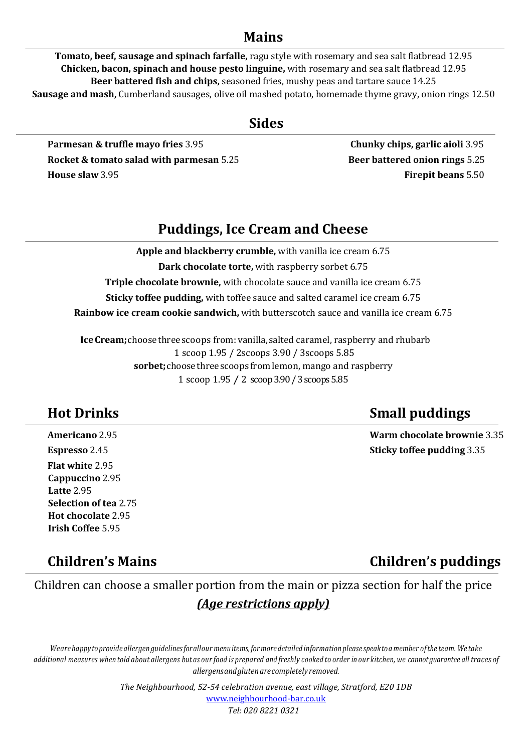## Mains

**Tomato, beef, sausage and spinach farfalle,** ragu style with rosemary and sea salt flatbread 12.95
**Chicken, bacon, spinach and house pesto linguine,** with rosemary and sea salt flatbread 12.95
**Beer battered fish and chips,** seasoned fries, mushy peas and tartare sauce 14.25
**Sausage and mash,** Cumberland sausages, olive oil mashed potato, homemade thyme gravy, onion rings 12.50

## Sides

**Parmesan & truffle mayo fries** 3.95
**Rocket & tomato salad with parmesan** 5.25
**House slaw** 3.95
**Chunky chips, garlic aioli** 3.95
**Beer battered onion rings** 5.25
**Firepit beans** 5.50

## Puddings, Ice Cream and Cheese

**Apple and blackberry crumble,** with vanilla ice cream 6.75
**Dark chocolate torte,** with raspberry sorbet 6.75
**Triple chocolate brownie,** with chocolate sauce and vanilla ice cream 6.75
**Sticky toffee pudding,** with toffee sauce and salted caramel ice cream 6.75
**Rainbow ice cream cookie sandwich,** with butterscotch sauce and vanilla ice cream 6.75

**Ice Cream;** choose three scoops from: vanilla, salted caramel, raspberry and rhubarb
1 scoop 1.95 / 2scoops 3.90 / 3scoops 5.85
**sorbet;** choose three scoops from lemon, mango and raspberry
1 scoop 1.95 / 2 scoop 3.90 / 3 scoops 5.85

## Hot Drinks

**Americano** 2.95
**Espresso** 2.45
**Flat white** 2.95
**Cappuccino** 2.95
**Latte** 2.95
**Selection of tea** 2.75
**Hot chocolate** 2.95
**Irish Coffee** 5.95

## Small puddings

**Warm chocolate brownie** 3.35
**Sticky toffee pudding** 3.35

## Children's Mains

## Children's puddings

Children can choose a smaller portion from the main or pizza section for half the price

***(Age restrictions apply)***

*We are happy to provide allergen guidelines for all our menu items, for more detailed information please speak to a member of the team. We take additional measures when told about allergens but as our food is prepared and freshly cooked to order in our kitchen, we cannot guarantee all traces of allergens and gluten are completely removed.*

*The Neighbourhood, 52-54 celebration avenue, east village, Stratford, E20 1DB*
www.neighbourhood-bar.co.uk
*Tel: 020 8221 0321*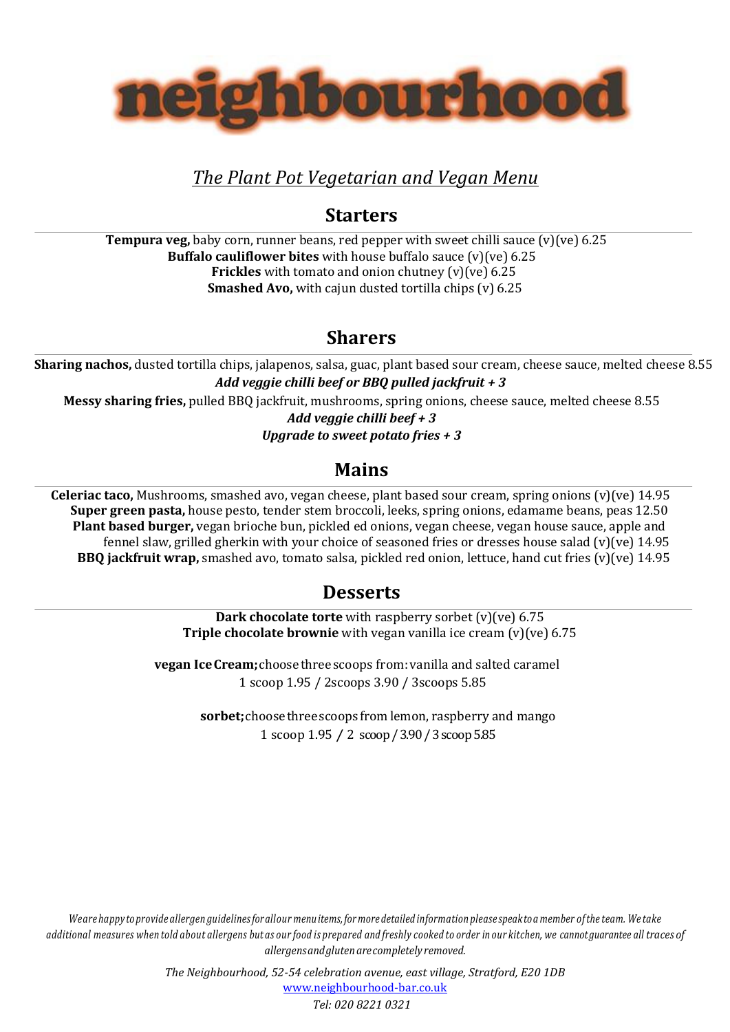# neighbourhood

*The Plant Pot Vegetarian and Vegan Menu*

## Starters

**Tempura veg,** baby corn, runner beans, red pepper with sweet chilli sauce (v)(ve) 6.25
**Buffalo cauliflower bites** with house buffalo sauce (v)(ve) 6.25
**Frickles** with tomato and onion chutney (v)(ve) 6.25
**Smashed Avo,** with cajun dusted tortilla chips (v) 6.25

## Sharers

**Sharing nachos,** dusted tortilla chips, jalapenos, salsa, guac, plant based sour cream, cheese sauce, melted cheese 8.55
***Add veggie chilli beef or BBQ pulled jackfruit + 3***

**Messy sharing fries,** pulled BBQ jackfruit, mushrooms, spring onions, cheese sauce, melted cheese 8.55
***Add veggie chilli beef + 3***
***Upgrade to sweet potato fries + 3***

## Mains

**Celeriac taco,** Mushrooms, smashed avo, vegan cheese, plant based sour cream, spring onions (v)(ve) 14.95
**Super green pasta,** house pesto, tender stem broccoli, leeks, spring onions, edamame beans, peas 12.50
**Plant based burger,** vegan brioche bun, pickled ed onions, vegan cheese, vegan house sauce, apple and fennel slaw, grilled gherkin with your choice of seasoned fries or dresses house salad (v)(ve) 14.95
**BBQ jackfruit wrap,** smashed avo, tomato salsa, pickled red onion, lettuce, hand cut fries (v)(ve) 14.95

## Desserts

**Dark chocolate torte** with raspberry sorbet (v)(ve) 6.75
**Triple chocolate brownie** with vegan vanilla ice cream (v)(ve) 6.75

**vegan Ice Cream;** choose three scoops from: vanilla and salted caramel
1 scoop 1.95 / 2scoops 3.90 / 3scoops 5.85

**sorbet;** choose three scoops from lemon, raspberry and mango
1 scoop 1.95 / 2 scoop / 3.90 / 3 scoop 5.85

*We are happy to provide allergen guidelines for all our menu items, for more detailed information please speak to a member of the team. We take additional measures when told about allergens but as our food is prepared and freshly cooked to order in our kitchen, we cannot guarantee all traces of allergens and gluten are completely removed.*

*The Neighbourhood, 52-54 celebration avenue, east village, Stratford, E20 1DB*
[www.neighbourhood-bar.co.uk](http://www.neighbourhood-bar.co.uk)
*Tel: 020 8221 0321*